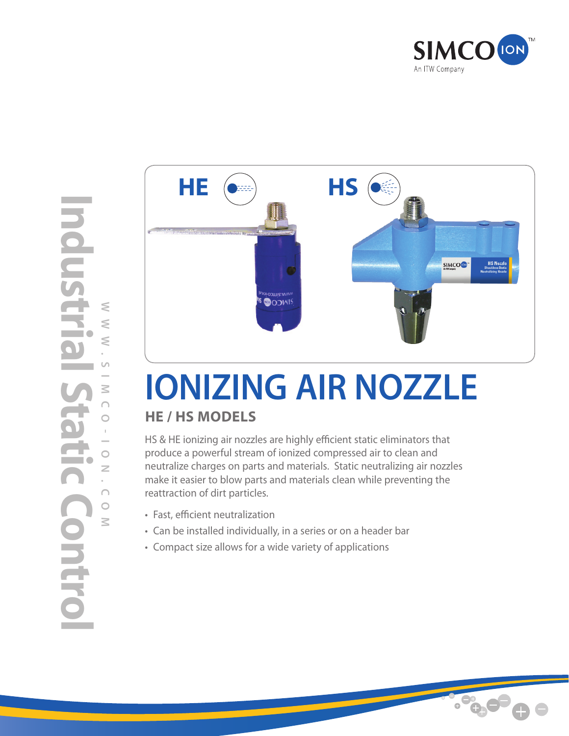SIMCO ION
An ITW Company

Industrial Static Control

WWW.SIMCO-ION.COM

HE

HS

# IONIZING AIR NOZZLE

## HE / HS MODELS

HS & HE ionizing air nozzles are highly efficient static eliminators that produce a powerful stream of ionized compressed air to clean and neutralize charges on parts and materials. Static neutralizing air nozzles make it easier to blow parts and materials clean while preventing the reattraction of dirt particles.

- Fast, efficient neutralization
- Can be installed individually, in a series or on a header bar
- Compact size allows for a wide variety of applications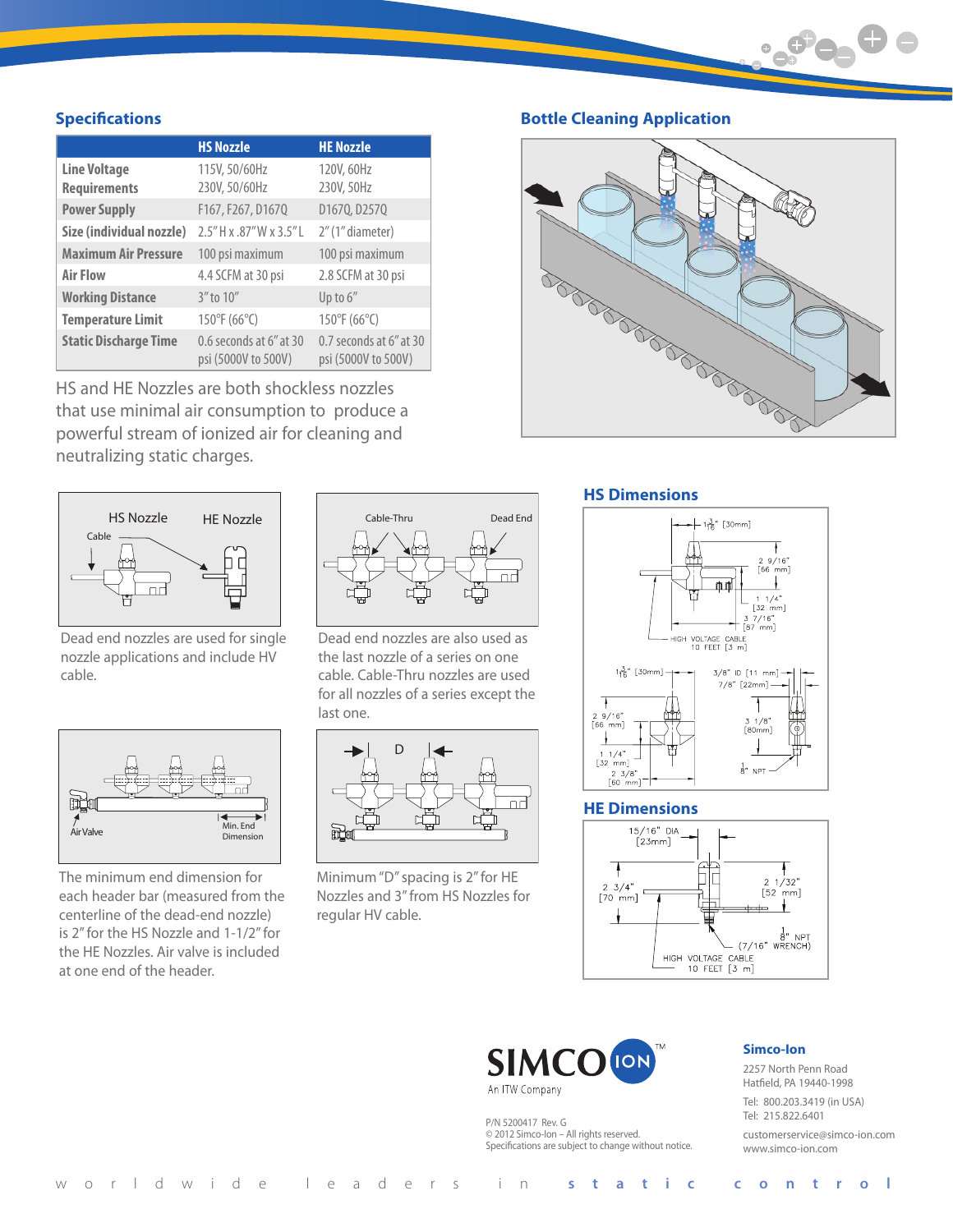## Specifications

| | HS Nozzle | HE Nozzle |
|---|---|---|
| Line Voltage Requirements | 115V, 50/60Hz<br>230V, 50/60Hz | 120V, 60Hz<br>230V, 50Hz |
| Power Supply | F167, F267, D167Q | D167Q, D257Q |
| Size (individual nozzle) | 2.5″ H x .87″ W x 3.5″ L | 2″ (1″ diameter) |
| Maximum Air Pressure | 100 psi maximum | 100 psi maximum |
| Air Flow | 4.4 SCFM at 30 psi | 2.8 SCFM at 30 psi |
| Working Distance | 3″ to 10″ | Up to 6″ |
| Temperature Limit | 150°F (66°C) | 150°F (66°C) |
| Static Discharge Time | 0.6 seconds at 6″ at 30 psi (5000V to 500V) | 0.7 seconds at 6″ at 30 psi (5000V to 500V) |

HS and HE Nozzles are both shockless nozzles that use minimal air consumption to produce a powerful stream of ionized air for cleaning and neutralizing static charges.

## Bottle Cleaning Application

HS Nozzle
HE Nozzle
Cable

Dead end nozzles are used for single nozzle applications and include HV cable.

Cable-Thru
Dead End

Dead end nozzles are also used as the last nozzle of a series on one cable. Cable-Thru nozzles are used for all nozzles of a series except the last one.

Air Valve
Min. End Dimension

The minimum end dimension for each header bar (measured from the centerline of the dead-end nozzle) is 2″ for the HS Nozzle and 1-1/2″ for the HE Nozzles. Air valve is included at one end of the header.

D

Minimum "D" spacing is 2″ for HE Nozzles and 3″ from HS Nozzles for regular HV cable.

## HS Dimensions

1 3/16" [30mm]
2 9/16" [66 mm]
1 1/4" [32 mm]
3 7/16" [87 mm]
HIGH VOLTAGE CABLE 10 FEET [3 m]
1 3/16" [30mm]
2 9/16" [66 mm]
1 1/4" [32 mm]
2 3/8" [60 mm]
3/8" ID [11 mm]
7/8" [22mm]
3 1/8" [80mm]
1/8" NPT

## HE Dimensions

15/16" DIA [23mm]
2 3/4" [70 mm]
2 1/32" [52 mm]
1/8" NPT
(7/16" WRENCH)
HIGH VOLTAGE CABLE 10 FEET [3 m]

SIMCO ION™
An ITW Company

P/N 5200417 Rev. G
© 2012 Simco-Ion – All rights reserved.
Specifications are subject to change without notice.

**Simco-Ion**
2257 North Penn Road
Hatfield, PA 19440-1998
Tel: 800.203.3419 (in USA)
Tel: 215.822.6401
customerservice@simco-ion.com
www.simco-ion.com

worldwide leaders in **static control**